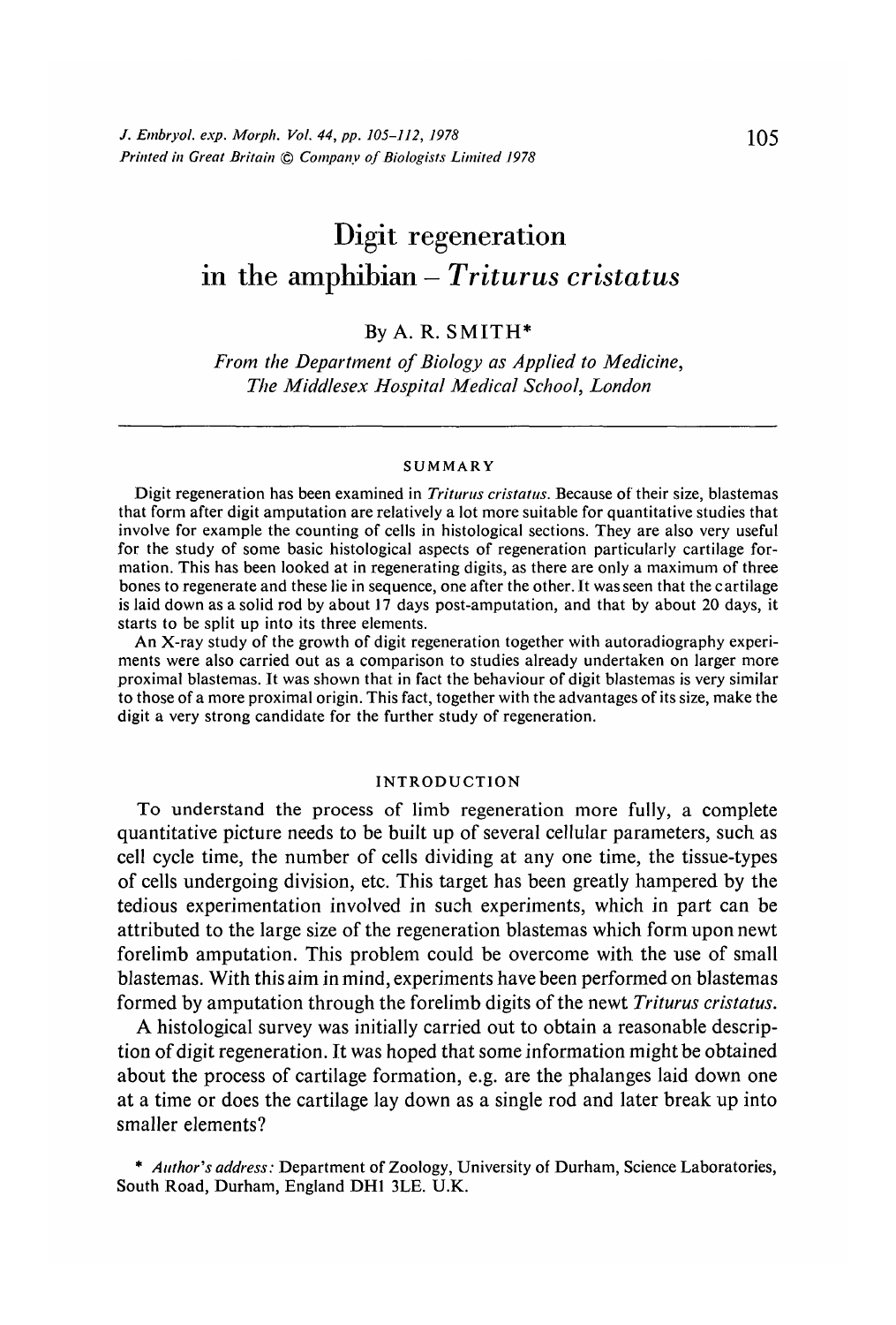# Digit regeneration in the amphibian – *Triturus cristatus*

By A. R. SMITH*

*From the Department of Biology as Applied to Medicine, The Middlesex Hospital Medical School, London*

## SUMMARY

Digit regeneration has been examined in *Triturus cristatus*. Because of their size, blastemas that form after digit amputation are relatively a lot more suitable for quantitative studies that involve for example the counting of cells in histological sections. They are also very useful for the study of some basic histological aspects of regeneration particularly cartilage formation. This has been looked at in regenerating digits, as there are only a maximum of three bones to regenerate and these lie in sequence, one after the other. It was seen that the cartilage is laid down as a solid rod by about 17 days post-amputation, and that by about 20 days, it starts to be split up into its three elements.

An X-ray study of the growth of digit regeneration together with autoradiography experiments were also carried out as a comparison to studies already undertaken on larger more proximal blastemas. It was shown that in fact the behaviour of digit blastemas is very similar to those of a more proximal origin. This fact, together with the advantages of its size, make the digit a very strong candidate for the further study of regeneration.

## INTRODUCTION

To understand the process of limb regeneration more fully, a complete quantitative picture needs to be built up of several cellular parameters, such as cell cycle time, the number of cells dividing at any one time, the tissue-types of cells undergoing division, etc. This target has been greatly hampered by the tedious experimentation involved in such experiments, which in part can be attributed to the large size of the regeneration blastemas which form upon newt forelimb amputation. This problem could be overcome with the use of small blastemas. With this aim in mind, experiments have been performed on blastemas formed by amputation through the forelimb digits of the newt *Triturus cristatus*.

A histological survey was initially carried out to obtain a reasonable description of digit regeneration. It was hoped that some information might be obtained about the process of cartilage formation, e.g. are the phalanges laid down one at a time or does the cartilage lay down as a single rod and later break up into smaller elements?

\* *Author's address:* Department of Zoology, University of Durham, Science Laboratories, South Road, Durham, England DH1 3LE. U.K.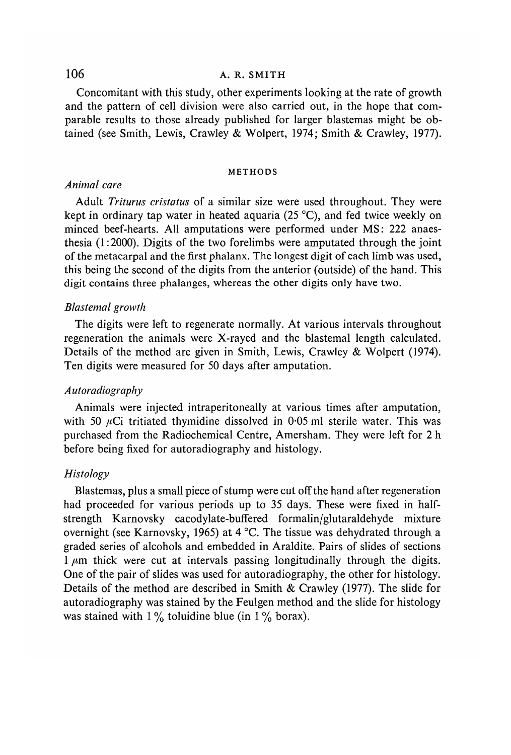Concomitant with this study, other experiments looking at the rate of growth and the pattern of cell division were also carried out, in the hope that comparable results to those already published for larger blastemas might be obtained (see Smith, Lewis, Crawley & Wolpert, 1974; Smith & Crawley, 1977).

## METHODS

### *Animal care*

Adult *Triturus cristatus* of a similar size were used throughout. They were kept in ordinary tap water in heated aquaria (25 °C), and fed twice weekly on minced beef-hearts. All amputations were performed under MS: 222 anaesthesia (1:2000). Digits of the two forelimbs were amputated through the joint of the metacarpal and the first phalanx. The longest digit of each limb was used, this being the second of the digits from the anterior (outside) of the hand. This digit contains three phalanges, whereas the other digits only have two.

### *Blastemal growth*

The digits were left to regenerate normally. At various intervals throughout regeneration the animals were X-rayed and the blastemal length calculated. Details of the method are given in Smith, Lewis, Crawley & Wolpert (1974). Ten digits were measured for 50 days after amputation.

### *Autoradiography*

Animals were injected intraperitoneally at various times after amputation, with 50 $\mu$Ci tritiated thymidine dissolved in 0·05 ml sterile water. This was purchased from the Radiochemical Centre, Amersham. They were left for 2 h before being fixed for autoradiography and histology.

### *Histology*

Blastemas, plus a small piece of stump were cut off the hand after regeneration had proceeded for various periods up to 35 days. These were fixed in half-strength Karnovsky cacodylate-buffered formalin/glutaraldehyde mixture overnight (see Karnovsky, 1965) at 4 °C. The tissue was dehydrated through a graded series of alcohols and embedded in Araldite. Pairs of slides of sections 1 $\mu$m thick were cut at intervals passing longitudinally through the digits. One of the pair of slides was used for autoradiography, the other for histology. Details of the method are described in Smith & Crawley (1977). The slide for autoradiography was stained by the Feulgen method and the slide for histology was stained with 1 % toluidine blue (in 1 % borax).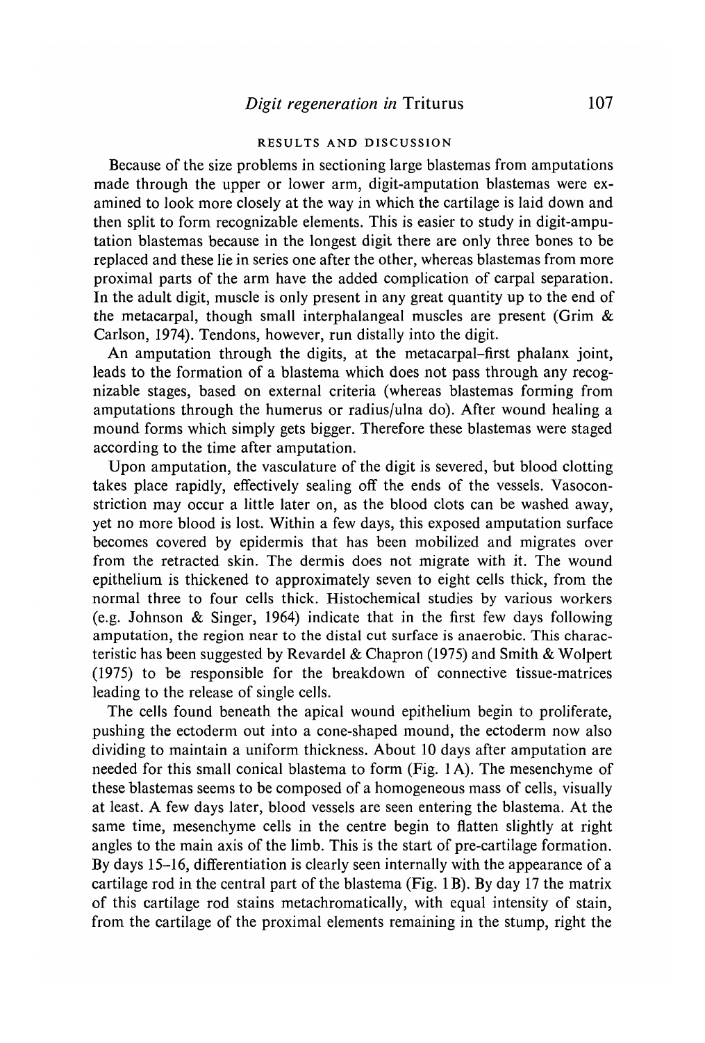## RESULTS AND DISCUSSION

Because of the size problems in sectioning large blastemas from amputations made through the upper or lower arm, digit-amputation blastemas were examined to look more closely at the way in which the cartilage is laid down and then split to form recognizable elements. This is easier to study in digit-amputation blastemas because in the longest digit there are only three bones to be replaced and these lie in series one after the other, whereas blastemas from more proximal parts of the arm have the added complication of carpal separation. In the adult digit, muscle is only present in any great quantity up to the end of the metacarpal, though small interphalangeal muscles are present (Grim & Carlson, 1974). Tendons, however, run distally into the digit.

An amputation through the digits, at the metacarpal–first phalanx joint, leads to the formation of a blastema which does not pass through any recognizable stages, based on external criteria (whereas blastemas forming from amputations through the humerus or radius/ulna do). After wound healing a mound forms which simply gets bigger. Therefore these blastemas were staged according to the time after amputation.

Upon amputation, the vasculature of the digit is severed, but blood clotting takes place rapidly, effectively sealing off the ends of the vessels. Vasoconstriction may occur a little later on, as the blood clots can be washed away, yet no more blood is lost. Within a few days, this exposed amputation surface becomes covered by epidermis that has been mobilized and migrates over from the retracted skin. The dermis does not migrate with it. The wound epithelium is thickened to approximately seven to eight cells thick, from the normal three to four cells thick. Histochemical studies by various workers (e.g. Johnson & Singer, 1964) indicate that in the first few days following amputation, the region near to the distal cut surface is anaerobic. This characteristic has been suggested by Revardel & Chapron (1975) and Smith & Wolpert (1975) to be responsible for the breakdown of connective tissue-matrices leading to the release of single cells.

The cells found beneath the apical wound epithelium begin to proliferate, pushing the ectoderm out into a cone-shaped mound, the ectoderm now also dividing to maintain a uniform thickness. About 10 days after amputation are needed for this small conical blastema to form (Fig. 1A). The mesenchyme of these blastemas seems to be composed of a homogeneous mass of cells, visually at least. A few days later, blood vessels are seen entering the blastema. At the same time, mesenchyme cells in the centre begin to flatten slightly at right angles to the main axis of the limb. This is the start of pre-cartilage formation. By days 15–16, differentiation is clearly seen internally with the appearance of a cartilage rod in the central part of the blastema (Fig. 1B). By day 17 the matrix of this cartilage rod stains metachromatically, with equal intensity of stain, from the cartilage of the proximal elements remaining in the stump, right the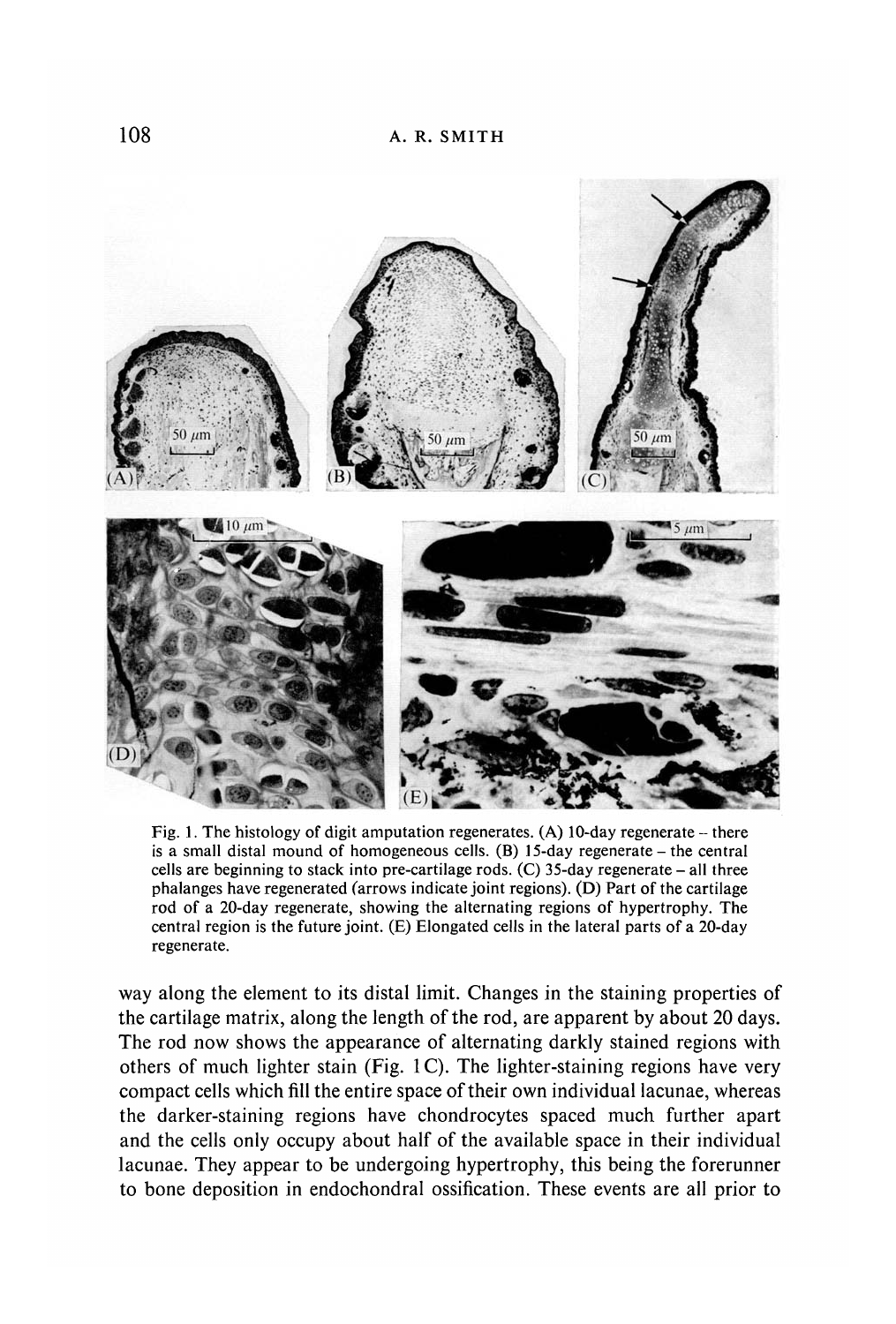Fig. 1. The histology of digit amputation regenerates. (A) 10-day regenerate – there is a small distal mound of homogeneous cells. (B) 15-day regenerate – the central cells are beginning to stack into pre-cartilage rods. (C) 35-day regenerate – all three phalanges have regenerated (arrows indicate joint regions). (D) Part of the cartilage rod of a 20-day regenerate, showing the alternating regions of hypertrophy. The central region is the future joint. (E) Elongated cells in the lateral parts of a 20-day regenerate.

way along the element to its distal limit. Changes in the staining properties of the cartilage matrix, along the length of the rod, are apparent by about 20 days. The rod now shows the appearance of alternating darkly stained regions with others of much lighter stain (Fig. 1C). The lighter-staining regions have very compact cells which fill the entire space of their own individual lacunae, whereas the darker-staining regions have chondrocytes spaced much further apart and the cells only occupy about half of the available space in their individual lacunae. They appear to be undergoing hypertrophy, this being the forerunner to bone deposition in endochondral ossification. These events are all prior to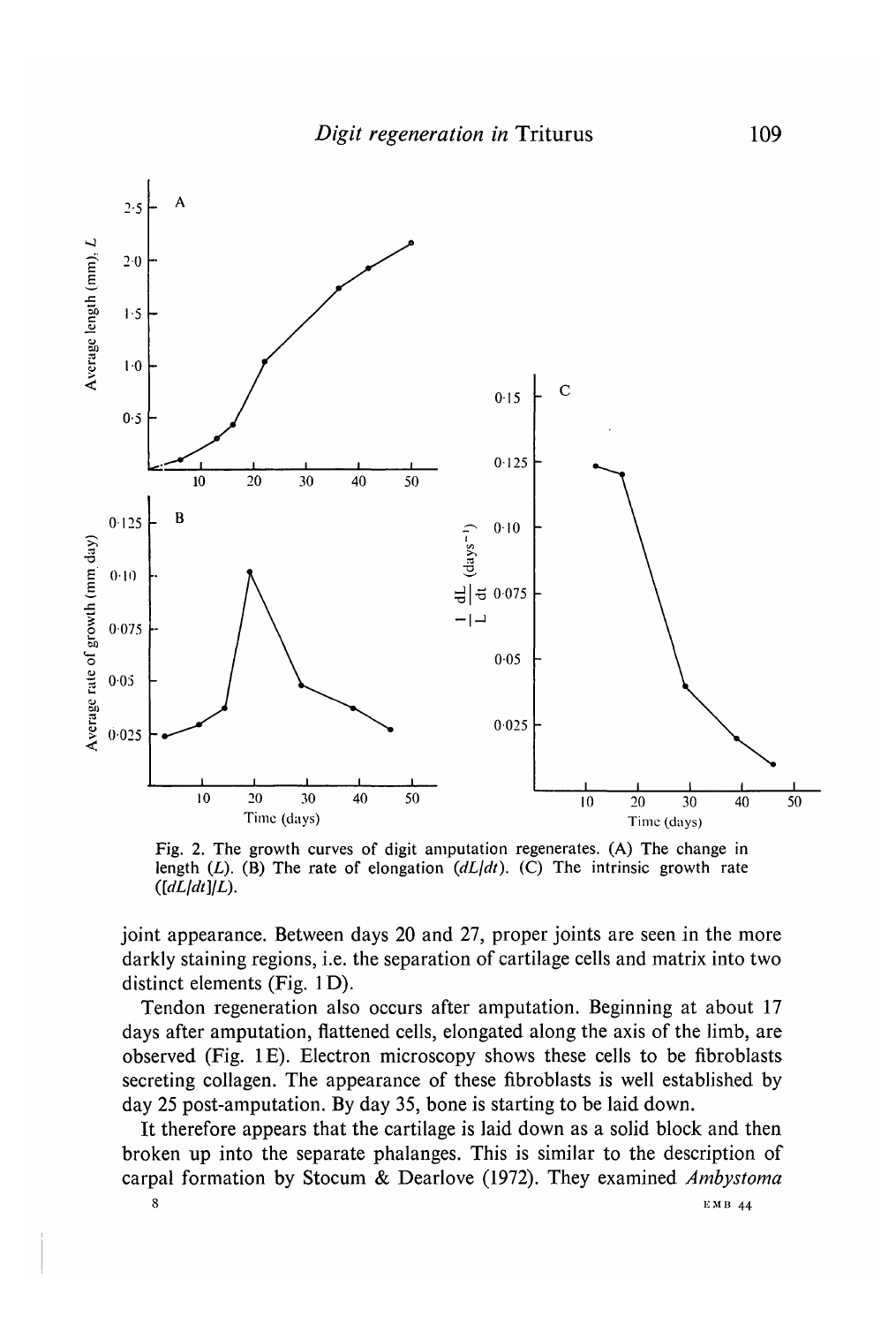Fig. 2. The growth curves of digit amputation regenerates. (A) The change in length ($L$). (B) The rate of elongation ($dL/dt$). (C) The intrinsic growth rate ($[dL/dt]/L$).

joint appearance. Between days 20 and 27, proper joints are seen in the more darkly staining regions, i.e. the separation of cartilage cells and matrix into two distinct elements (Fig. 1 D).

Tendon regeneration also occurs after amputation. Beginning at about 17 days after amputation, flattened cells, elongated along the axis of the limb, are observed (Fig. 1 E). Electron microscopy shows these cells to be fibroblasts secreting collagen. The appearance of these fibroblasts is well established by day 25 post-amputation. By day 35, bone is starting to be laid down.

It therefore appears that the cartilage is laid down as a solid block and then broken up into the separate phalanges. This is similar to the description of carpal formation by Stocum & Dearlove (1972). They examined *Ambystoma*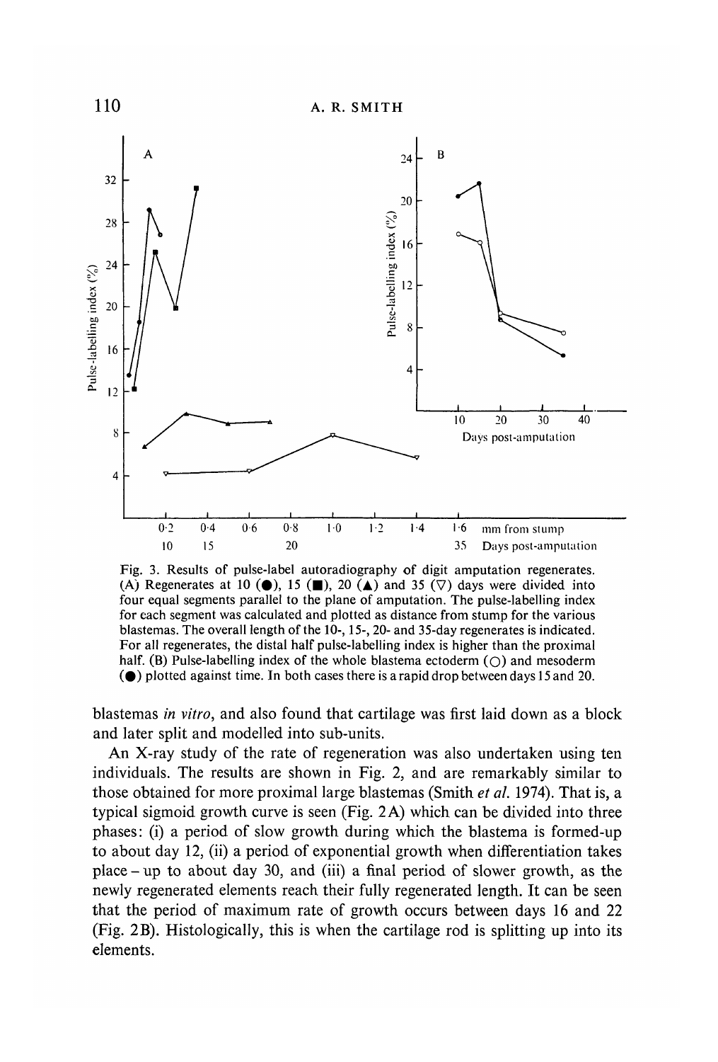Fig. 3. Results of pulse-label autoradiography of digit amputation regenerates. (A) Regenerates at 10 (●), 15 (■), 20 (▲) and 35 (▽) days were divided into four equal segments parallel to the plane of amputation. The pulse-labelling index for each segment was calculated and plotted as distance from stump for the various blastemas. The overall length of the 10-, 15-, 20- and 35-day regenerates is indicated. For all regenerates, the distal half pulse-labelling index is higher than the proximal half. (B) Pulse-labelling index of the whole blastema ectoderm (○) and mesoderm (●) plotted against time. In both cases there is a rapid drop between days 15 and 20.

blastemas *in vitro*, and also found that cartilage was first laid down as a block and later split and modelled into sub-units.

An X-ray study of the rate of regeneration was also undertaken using ten individuals. The results are shown in Fig. 2, and are remarkably similar to those obtained for more proximal large blastemas (Smith *et al.* 1974). That is, a typical sigmoid growth curve is seen (Fig. 2A) which can be divided into three phases: (i) a period of slow growth during which the blastema is formed-up to about day 12, (ii) a period of exponential growth when differentiation takes place – up to about day 30, and (iii) a final period of slower growth, as the newly regenerated elements reach their fully regenerated length. It can be seen that the period of maximum rate of growth occurs between days 16 and 22 (Fig. 2B). Histologically, this is when the cartilage rod is splitting up into its elements.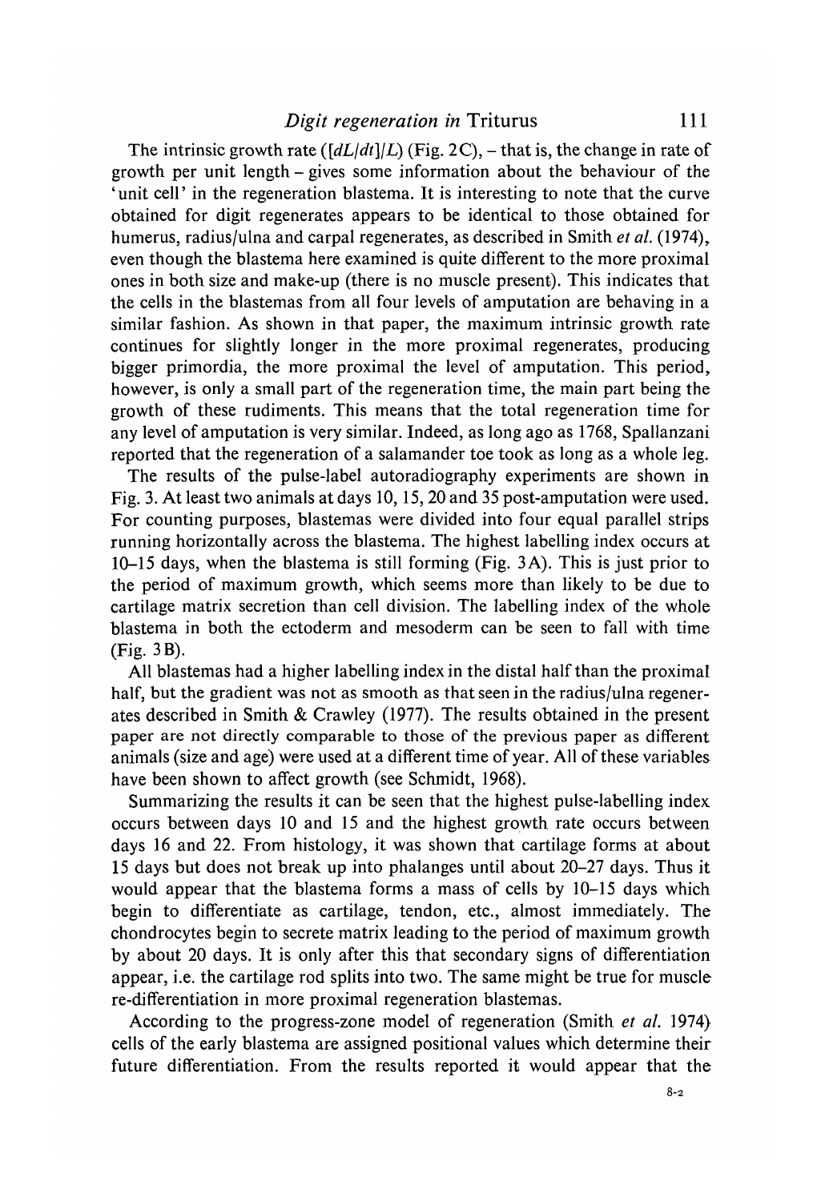The intrinsic growth rate ($[dL/dt]/L$) (Fig. 2C), – that is, the change in rate of growth per unit length – gives some information about the behaviour of the 'unit cell' in the regeneration blastema. It is interesting to note that the curve obtained for digit regenerates appears to be identical to those obtained for humerus, radius/ulna and carpal regenerates, as described in Smith *et al.* (1974), even though the blastema here examined is quite different to the more proximal ones in both size and make-up (there is no muscle present). This indicates that the cells in the blastemas from all four levels of amputation are behaving in a similar fashion. As shown in that paper, the maximum intrinsic growth rate continues for slightly longer in the more proximal regenerates, producing bigger primordia, the more proximal the level of amputation. This period, however, is only a small part of the regeneration time, the main part being the growth of these rudiments. This means that the total regeneration time for any level of amputation is very similar. Indeed, as long ago as 1768, Spallanzani reported that the regeneration of a salamander toe took as long as a whole leg.

The results of the pulse-label autoradiography experiments are shown in Fig. 3. At least two animals at days 10, 15, 20 and 35 post-amputation were used. For counting purposes, blastemas were divided into four equal parallel strips running horizontally across the blastema. The highest labelling index occurs at 10–15 days, when the blastema is still forming (Fig. 3A). This is just prior to the period of maximum growth, which seems more than likely to be due to cartilage matrix secretion than cell division. The labelling index of the whole blastema in both the ectoderm and mesoderm can be seen to fall with time (Fig. 3B).

All blastemas had a higher labelling index in the distal half than the proximal half, but the gradient was not as smooth as that seen in the radius/ulna regenerates described in Smith & Crawley (1977). The results obtained in the present paper are not directly comparable to those of the previous paper as different animals (size and age) were used at a different time of year. All of these variables have been shown to affect growth (see Schmidt, 1968).

Summarizing the results it can be seen that the highest pulse-labelling index occurs between days 10 and 15 and the highest growth rate occurs between days 16 and 22. From histology, it was shown that cartilage forms at about 15 days but does not break up into phalanges until about 20–27 days. Thus it would appear that the blastema forms a mass of cells by 10–15 days which begin to differentiate as cartilage, tendon, etc., almost immediately. The chondrocytes begin to secrete matrix leading to the period of maximum growth by about 20 days. It is only after this that secondary signs of differentiation appear, i.e. the cartilage rod splits into two. The same might be true for muscle re-differentiation in more proximal regeneration blastemas.

According to the progress-zone model of regeneration (Smith *et al.* 1974) cells of the early blastema are assigned positional values which determine their future differentiation. From the results reported it would appear that the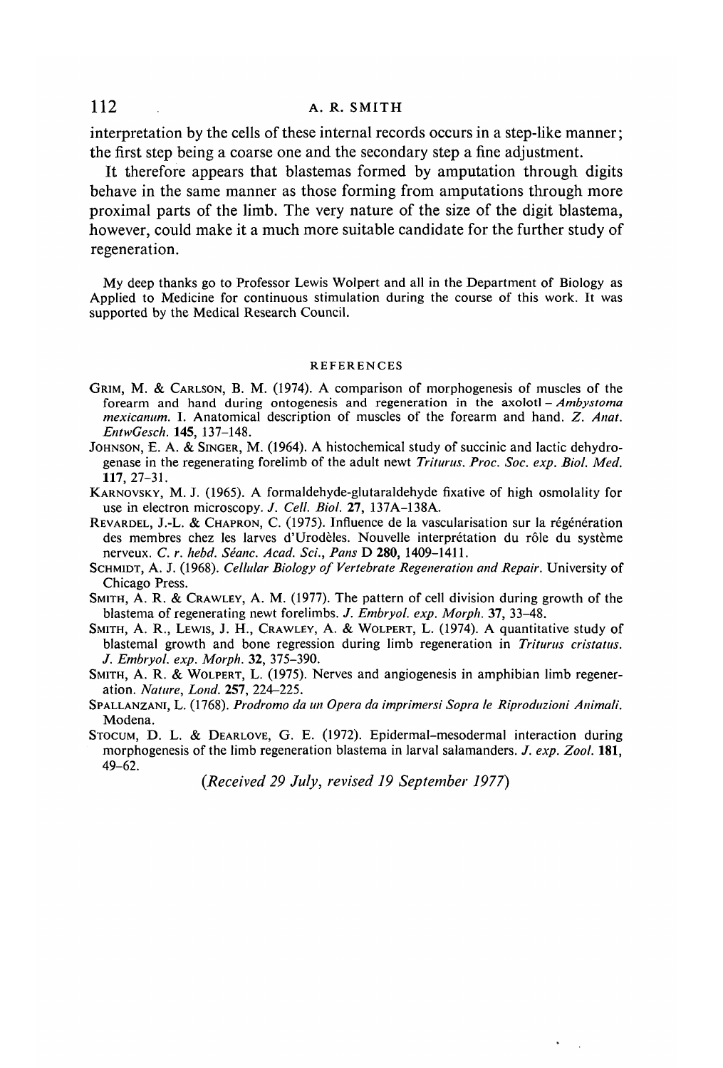interpretation by the cells of these internal records occurs in a step-like manner; the first step being a coarse one and the secondary step a fine adjustment.

It therefore appears that blastemas formed by amputation through digits behave in the same manner as those forming from amputations through more proximal parts of the limb. The very nature of the size of the digit blastema, however, could make it a much more suitable candidate for the further study of regeneration.

My deep thanks go to Professor Lewis Wolpert and all in the Department of Biology as Applied to Medicine for continuous stimulation during the course of this work. It was supported by the Medical Research Council.

## REFERENCES

GRIM, M. & CARLSON, B. M. (1974). A comparison of morphogenesis of muscles of the forearm and hand during ontogenesis and regeneration in the axolotl – *Ambystoma mexicanum*. I. Anatomical description of muscles of the forearm and hand. *Z. Anat. EntwGesch.* **145**, 137–148.

JOHNSON, E. A. & SINGER, M. (1964). A histochemical study of succinic and lactic dehydrogenase in the regenerating forelimb of the adult newt *Triturus*. *Proc. Soc. exp. Biol. Med.* **117**, 27–31.

KARNOVSKY, M. J. (1965). A formaldehyde-glutaraldehyde fixative of high osmolality for use in electron microscopy. *J. Cell. Biol.* **27**, 137A–138A.

REVARDEL, J.-L. & CHAPRON, C. (1975). Influence de la vascularisation sur la régénération des membres chez les larves d'Urodèles. Nouvelle interprétation du rôle du système nerveux. *C. r. hebd. Séanc. Acad. Sci., Paris* D **280**, 1409–1411.

SCHMIDT, A. J. (1968). *Cellular Biology of Vertebrate Regeneration and Repair*. University of Chicago Press.

SMITH, A. R. & CRAWLEY, A. M. (1977). The pattern of cell division during growth of the blastema of regenerating newt forelimbs. *J. Embryol. exp. Morph.* **37**, 33–48.

SMITH, A. R., LEWIS, J. H., CRAWLEY, A. & WOLPERT, L. (1974). A quantitative study of blastemal growth and bone regression during limb regeneration in *Triturus cristatus*. *J. Embryol. exp. Morph.* **32**, 375–390.

SMITH, A. R. & WOLPERT, L. (1975). Nerves and angiogenesis in amphibian limb regeneration. *Nature, Lond.* **257**, 224–225.

SPALLANZANI, L. (1768). *Prodromo da un Opera da imprimersi Sopra le Riproduzioni Animali*. Modena.

STOCUM, D. L. & DEARLOVE, G. E. (1972). Epidermal-mesodermal interaction during morphogenesis of the limb regeneration blastema in larval salamanders. *J. exp. Zool.* **181**, 49–62.

*(Received 29 July, revised 19 September 1977)*